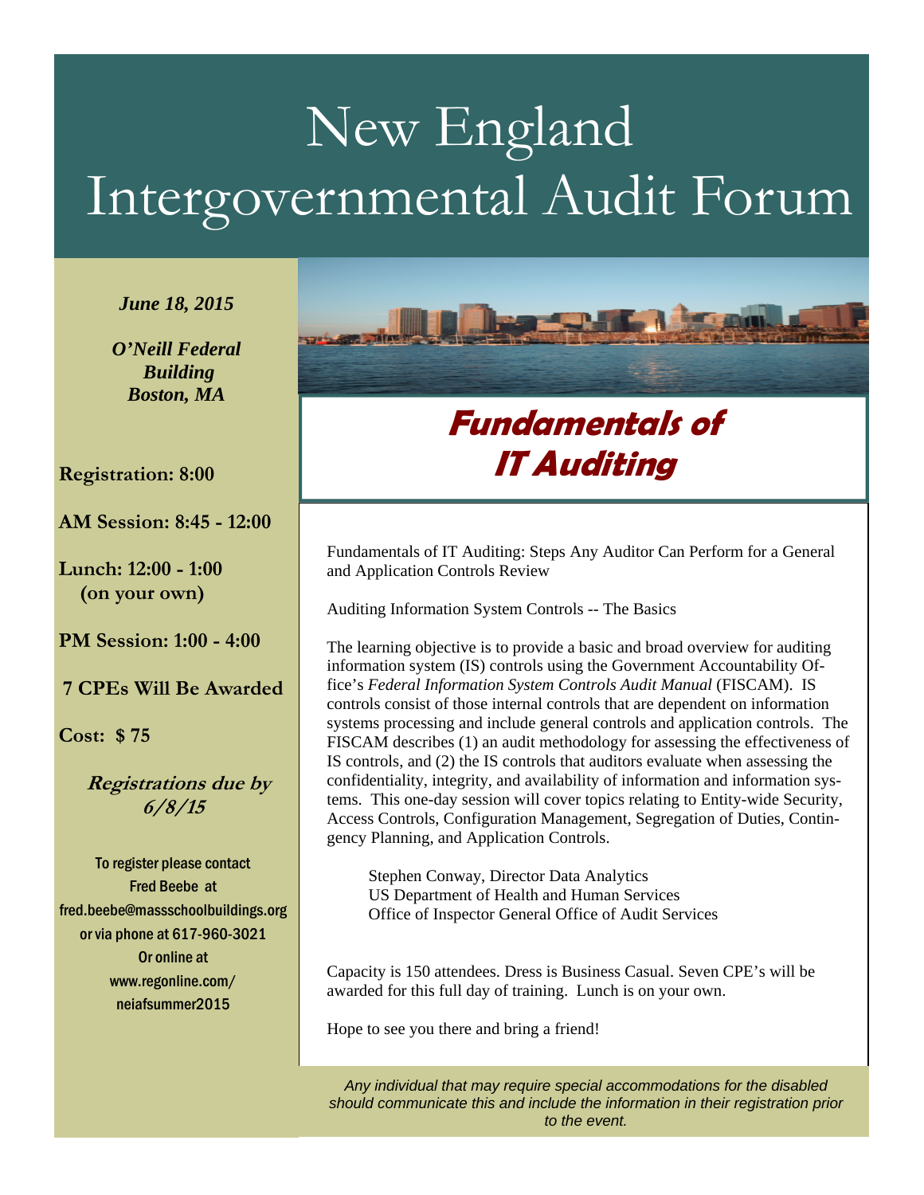# New England Intergovernmental Audit Forum

*June 18, 2015*

*O'Neill Federal Building*
*Boston, MA*

**Registration: 8:00**

**AM Session: 8:45 - 12:00**

**Lunch: 12:00 - 1:00 (on your own)**

**PM Session: 1:00 - 4:00**

**7 CPEs Will Be Awarded**

**Cost: $ 75**

***Registrations due by 6/8/15***

To register please contact Fred Beebe at fred.beebe@massschoolbuildings.org or via phone at 617-960-3021 Or online at www.regonline.com/neiafsummer2015

## Fundamentals of IT Auditing

Fundamentals of IT Auditing: Steps Any Auditor Can Perform for a General and Application Controls Review

Auditing Information System Controls -- The Basics

The learning objective is to provide a basic and broad overview for auditing information system (IS) controls using the Government Accountability Office's *Federal Information System Controls Audit Manual* (FISCAM). IS controls consist of those internal controls that are dependent on information systems processing and include general controls and application controls. The FISCAM describes (1) an audit methodology for assessing the effectiveness of IS controls, and (2) the IS controls that auditors evaluate when assessing the confidentiality, integrity, and availability of information and information systems. This one-day session will cover topics relating to Entity-wide Security, Access Controls, Configuration Management, Segregation of Duties, Contingency Planning, and Application Controls.

Stephen Conway, Director Data Analytics
US Department of Health and Human Services
Office of Inspector General Office of Audit Services

Capacity is 150 attendees. Dress is Business Casual. Seven CPE's will be awarded for this full day of training. Lunch is on your own.

Hope to see you there and bring a friend!

*Any individual that may require special accommodations for the disabled should communicate this and include the information in their registration prior to the event.*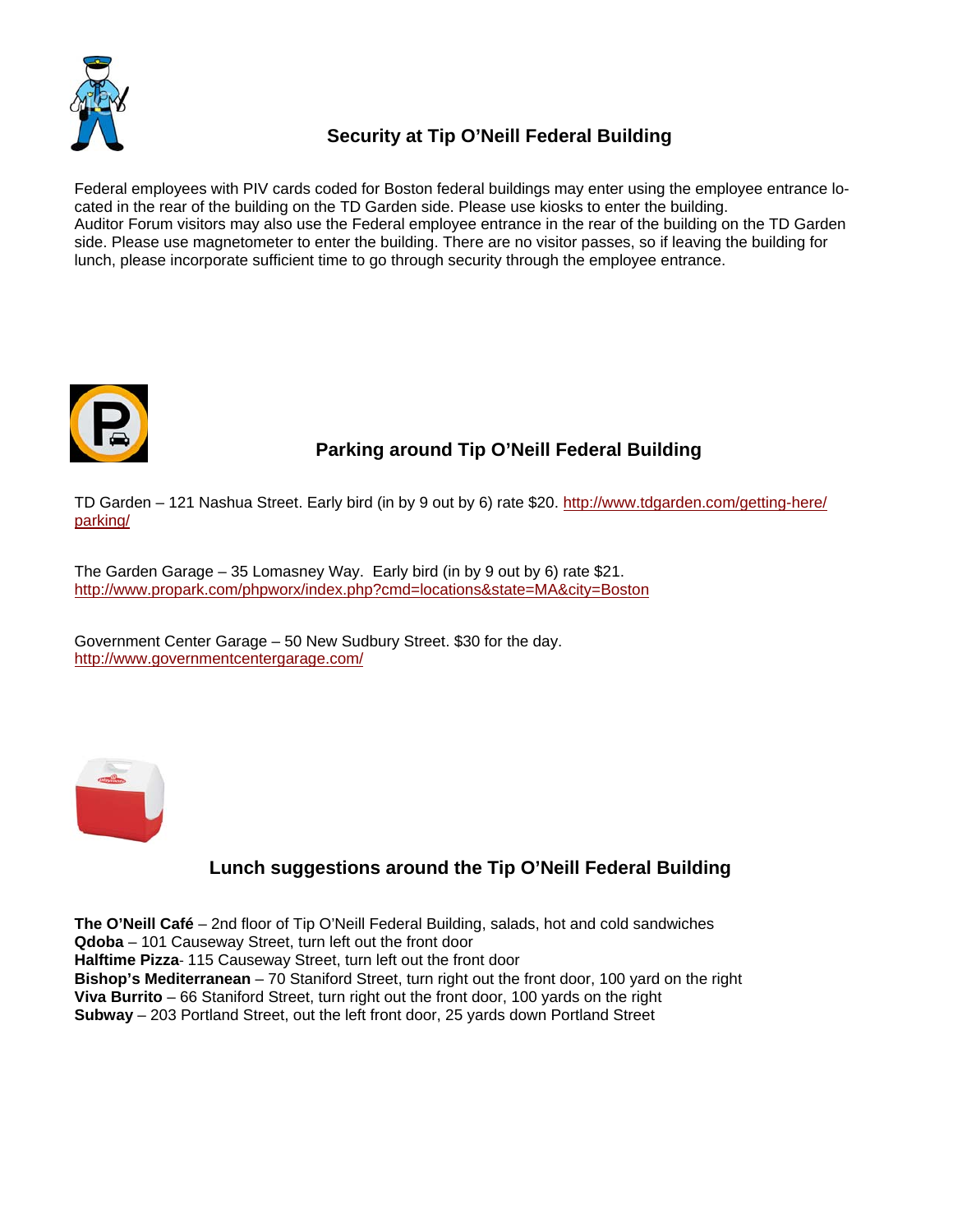## Security at Tip O'Neill Federal Building

Federal employees with PIV cards coded for Boston federal buildings may enter using the employee entrance located in the rear of the building on the TD Garden side. Please use kiosks to enter the building.
Auditor Forum visitors may also use the Federal employee entrance in the rear of the building on the TD Garden side. Please use magnetometer to enter the building. There are no visitor passes, so if leaving the building for lunch, please incorporate sufficient time to go through security through the employee entrance.

## Parking around Tip O'Neill Federal Building

TD Garden – 121 Nashua Street. Early bird (in by 9 out by 6) rate $20. http://www.tdgarden.com/getting-here/parking/

The Garden Garage – 35 Lomasney Way. Early bird (in by 9 out by 6) rate $21.
http://www.propark.com/phpworx/index.php?cmd=locations&state=MA&city=Boston

Government Center Garage – 50 New Sudbury Street. $30 for the day.
http://www.governmentcentergarage.com/

## Lunch suggestions around the Tip O'Neill Federal Building

**The O'Neill Café** – 2nd floor of Tip O'Neill Federal Building, salads, hot and cold sandwiches
**Qdoba** – 101 Causeway Street, turn left out the front door
**Halftime Pizza**- 115 Causeway Street, turn left out the front door
**Bishop's Mediterranean** – 70 Staniford Street, turn right out the front door, 100 yard on the right
**Viva Burrito** – 66 Staniford Street, turn right out the front door, 100 yards on the right
**Subway** – 203 Portland Street, out the left front door, 25 yards down Portland Street